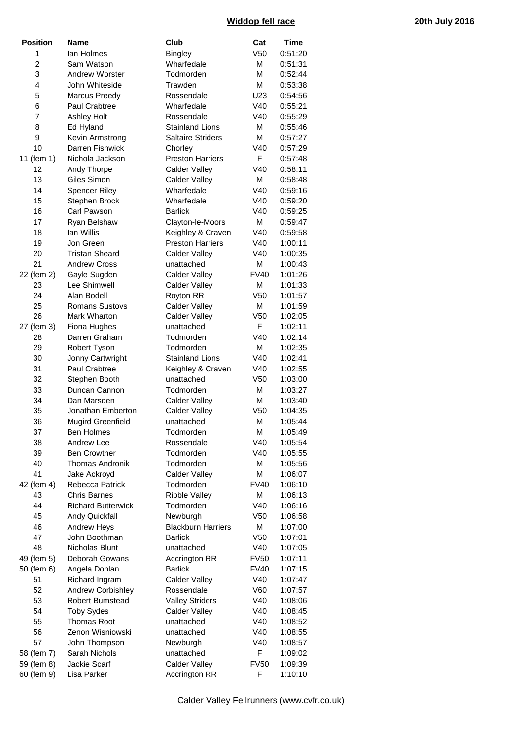# Widdop fell race

**20th July 2016**

| Position | Name | Club | Cat | Time |
|---|---|---|---|---|
| 1 | Ian Holmes | Bingley | V50 | 0:51:20 |
| 2 | Sam Watson | Wharfedale | M | 0:51:31 |
| 3 | Andrew Worster | Todmorden | M | 0:52:44 |
| 4 | John Whiteside | Trawden | M | 0:53:38 |
| 5 | Marcus Preedy | Rossendale | U23 | 0:54:56 |
| 6 | Paul Crabtree | Wharfedale | V40 | 0:55:21 |
| 7 | Ashley Holt | Rossendale | V40 | 0:55:29 |
| 8 | Ed Hyland | Stainland Lions | M | 0:55:46 |
| 9 | Kevin Armstrong | Saltaire Striders | M | 0:57:27 |
| 10 | Darren Fishwick | Chorley | V40 | 0:57:29 |
| 11 (fem 1) | Nichola Jackson | Preston Harriers | F | 0:57:48 |
| 12 | Andy Thorpe | Calder Valley | V40 | 0:58:11 |
| 13 | Giles Simon | Calder Valley | M | 0:58:48 |
| 14 | Spencer Riley | Wharfedale | V40 | 0:59:16 |
| 15 | Stephen Brock | Wharfedale | V40 | 0:59:20 |
| 16 | Carl Pawson | Barlick | V40 | 0:59:25 |
| 17 | Ryan Belshaw | Clayton-le-Moors | M | 0:59:47 |
| 18 | Ian Willis | Keighley & Craven | V40 | 0:59:58 |
| 19 | Jon Green | Preston Harriers | V40 | 1:00:11 |
| 20 | Tristan Sheard | Calder Valley | V40 | 1:00:35 |
| 21 | Andrew Cross | unattached | M | 1:00:43 |
| 22 (fem 2) | Gayle Sugden | Calder Valley | FV40 | 1:01:26 |
| 23 | Lee Shimwell | Calder Valley | M | 1:01:33 |
| 24 | Alan Bodell | Royton RR | V50 | 1:01:57 |
| 25 | Romans Sustovs | Calder Valley | M | 1:01:59 |
| 26 | Mark Wharton | Calder Valley | V50 | 1:02:05 |
| 27 (fem 3) | Fiona Hughes | unattached | F | 1:02:11 |
| 28 | Darren Graham | Todmorden | V40 | 1:02:14 |
| 29 | Robert Tyson | Todmorden | M | 1:02:35 |
| 30 | Jonny Cartwright | Stainland Lions | V40 | 1:02:41 |
| 31 | Paul Crabtree | Keighley & Craven | V40 | 1:02:55 |
| 32 | Stephen Booth | unattached | V50 | 1:03:00 |
| 33 | Duncan Cannon | Todmorden | M | 1:03:27 |
| 34 | Dan Marsden | Calder Valley | M | 1:03:40 |
| 35 | Jonathan Emberton | Calder Valley | V50 | 1:04:35 |
| 36 | Mugird Greenfield | unattached | M | 1:05:44 |
| 37 | Ben Holmes | Todmorden | M | 1:05:49 |
| 38 | Andrew Lee | Rossendale | V40 | 1:05:54 |
| 39 | Ben Crowther | Todmorden | V40 | 1:05:55 |
| 40 | Thomas Andronik | Todmorden | M | 1:05:56 |
| 41 | Jake Ackroyd | Calder Valley | M | 1:06:07 |
| 42 (fem 4) | Rebecca Patrick | Todmorden | FV40 | 1:06:10 |
| 43 | Chris Barnes | Ribble Valley | M | 1:06:13 |
| 44 | Richard Butterwick | Todmorden | V40 | 1:06:16 |
| 45 | Andy Quickfall | Newburgh | V50 | 1:06:58 |
| 46 | Andrew Heys | Blackburn Harriers | M | 1:07:00 |
| 47 | John Boothman | Barlick | V50 | 1:07:01 |
| 48 | Nicholas Blunt | unattached | V40 | 1:07:05 |
| 49 (fem 5) | Deborah Gowans | Accrington RR | FV50 | 1:07:11 |
| 50 (fem 6) | Angela Donlan | Barlick | FV40 | 1:07:15 |
| 51 | Richard Ingram | Calder Valley | V40 | 1:07:47 |
| 52 | Andrew Corbishley | Rossendale | V60 | 1:07:57 |
| 53 | Robert Bumstead | Valley Striders | V40 | 1:08:06 |
| 54 | Toby Sydes | Calder Valley | V40 | 1:08:45 |
| 55 | Thomas Root | unattached | V40 | 1:08:52 |
| 56 | Zenon Wisniowski | unattached | V40 | 1:08:55 |
| 57 | John Thompson | Newburgh | V40 | 1:08:57 |
| 58 (fem 7) | Sarah Nichols | unattached | F | 1:09:02 |
| 59 (fem 8) | Jackie Scarf | Calder Valley | FV50 | 1:09:39 |
| 60 (fem 9) | Lisa Parker | Accrington RR | F | 1:10:10 |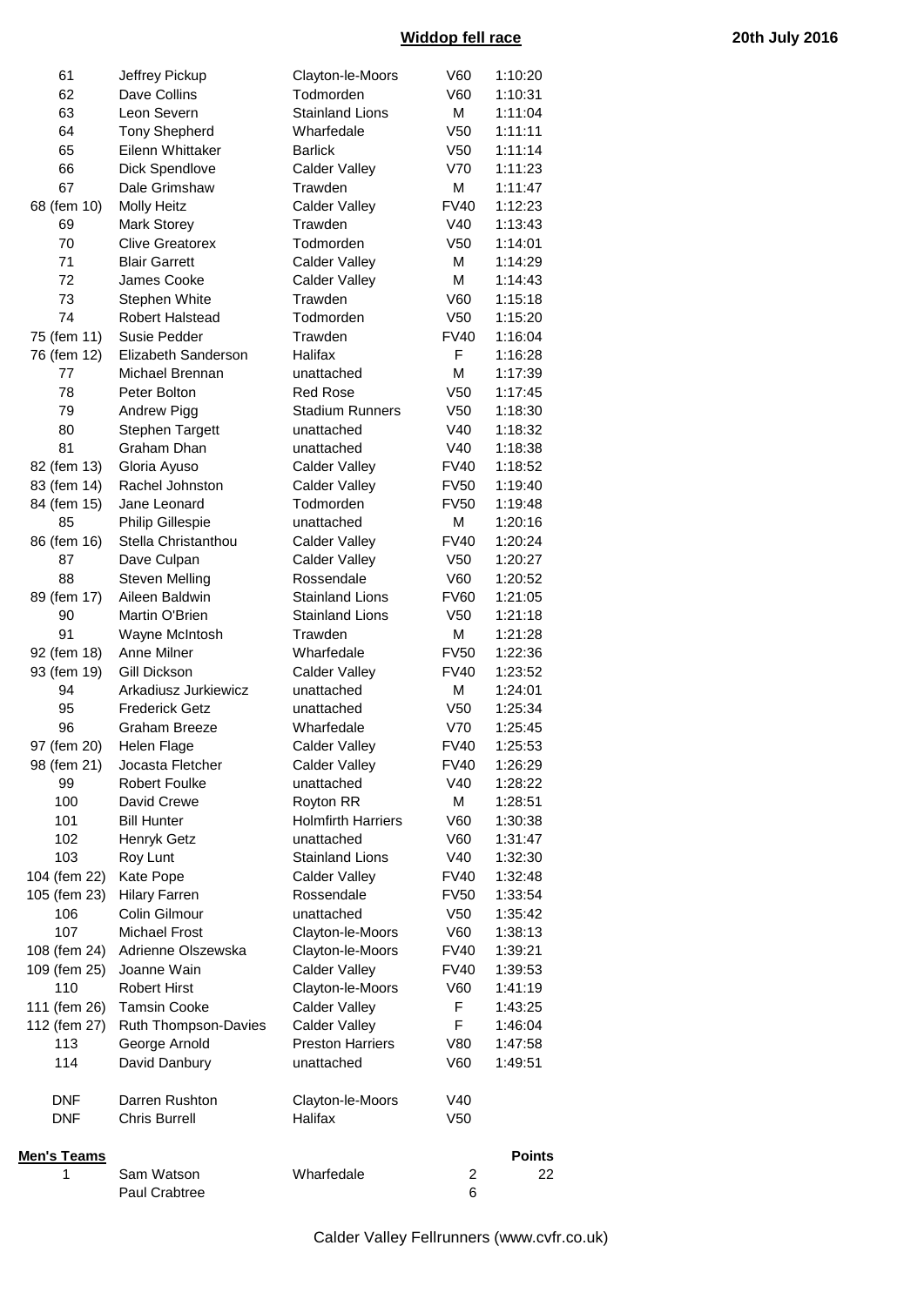**Widdop fell race** **20th July 2016**

| Pos | Name | Club | Cat | Time |
|---|---|---|---|---|
| 61 | Jeffrey Pickup | Clayton-le-Moors | V60 | 1:10:20 |
| 62 | Dave Collins | Todmorden | V60 | 1:10:31 |
| 63 | Leon Severn | Stainland Lions | M | 1:11:04 |
| 64 | Tony Shepherd | Wharfedale | V50 | 1:11:11 |
| 65 | Eilenn Whittaker | Barlick | V50 | 1:11:14 |
| 66 | Dick Spendlove | Calder Valley | V70 | 1:11:23 |
| 67 | Dale Grimshaw | Trawden | M | 1:11:47 |
| 68 (fem 10) | Molly Heitz | Calder Valley | FV40 | 1:12:23 |
| 69 | Mark Storey | Trawden | V40 | 1:13:43 |
| 70 | Clive Greatorex | Todmorden | V50 | 1:14:01 |
| 71 | Blair Garrett | Calder Valley | M | 1:14:29 |
| 72 | James Cooke | Calder Valley | M | 1:14:43 |
| 73 | Stephen White | Trawden | V60 | 1:15:18 |
| 74 | Robert Halstead | Todmorden | V50 | 1:15:20 |
| 75 (fem 11) | Susie Pedder | Trawden | FV40 | 1:16:04 |
| 76 (fem 12) | Elizabeth Sanderson | Halifax | F | 1:16:28 |
| 77 | Michael Brennan | unattached | M | 1:17:39 |
| 78 | Peter Bolton | Red Rose | V50 | 1:17:45 |
| 79 | Andrew Pigg | Stadium Runners | V50 | 1:18:30 |
| 80 | Stephen Targett | unattached | V40 | 1:18:32 |
| 81 | Graham Dhan | unattached | V40 | 1:18:38 |
| 82 (fem 13) | Gloria Ayuso | Calder Valley | FV40 | 1:18:52 |
| 83 (fem 14) | Rachel Johnston | Calder Valley | FV50 | 1:19:40 |
| 84 (fem 15) | Jane Leonard | Todmorden | FV50 | 1:19:48 |
| 85 | Philip Gillespie | unattached | M | 1:20:16 |
| 86 (fem 16) | Stella Christanthou | Calder Valley | FV40 | 1:20:24 |
| 87 | Dave Culpan | Calder Valley | V50 | 1:20:27 |
| 88 | Steven Melling | Rossendale | V60 | 1:20:52 |
| 89 (fem 17) | Aileen Baldwin | Stainland Lions | FV60 | 1:21:05 |
| 90 | Martin O'Brien | Stainland Lions | V50 | 1:21:18 |
| 91 | Wayne McIntosh | Trawden | M | 1:21:28 |
| 92 (fem 18) | Anne Milner | Wharfedale | FV50 | 1:22:36 |
| 93 (fem 19) | Gill Dickson | Calder Valley | FV40 | 1:23:52 |
| 94 | Arkadiusz Jurkiewicz | unattached | M | 1:24:01 |
| 95 | Frederick Getz | unattached | V50 | 1:25:34 |
| 96 | Graham Breeze | Wharfedale | V70 | 1:25:45 |
| 97 (fem 20) | Helen Flage | Calder Valley | FV40 | 1:25:53 |
| 98 (fem 21) | Jocasta Fletcher | Calder Valley | FV40 | 1:26:29 |
| 99 | Robert Foulke | unattached | V40 | 1:28:22 |
| 100 | David Crewe | Royton RR | M | 1:28:51 |
| 101 | Bill Hunter | Holmfirth Harriers | V60 | 1:30:38 |
| 102 | Henryk Getz | unattached | V60 | 1:31:47 |
| 103 | Roy Lunt | Stainland Lions | V40 | 1:32:30 |
| 104 (fem 22) | Kate Pope | Calder Valley | FV40 | 1:32:48 |
| 105 (fem 23) | Hilary Farren | Rossendale | FV50 | 1:33:54 |
| 106 | Colin Gilmour | unattached | V50 | 1:35:42 |
| 107 | Michael Frost | Clayton-le-Moors | V60 | 1:38:13 |
| 108 (fem 24) | Adrienne Olszewska | Clayton-le-Moors | FV40 | 1:39:21 |
| 109 (fem 25) | Joanne Wain | Calder Valley | FV40 | 1:39:53 |
| 110 | Robert Hirst | Clayton-le-Moors | V60 | 1:41:19 |
| 111 (fem 26) | Tamsin Cooke | Calder Valley | F | 1:43:25 |
| 112 (fem 27) | Ruth Thompson-Davies | Calder Valley | F | 1:46:04 |
| 113 | George Arnold | Preston Harriers | V80 | 1:47:58 |
| 114 | David Danbury | unattached | V60 | 1:49:51 |
| DNF | Darren Rushton | Clayton-le-Moors | V40 | |
| DNF | Chris Burrell | Halifax | V50 | |

**Men's Teams**

| | Name | Club | | Points |
|---|---|---|---|---|
| 1 | Sam Watson | Wharfedale | 2 | 22 |
| | Paul Crabtree | | 6 | |

Calder Valley Fellrunners (www.cvfr.co.uk)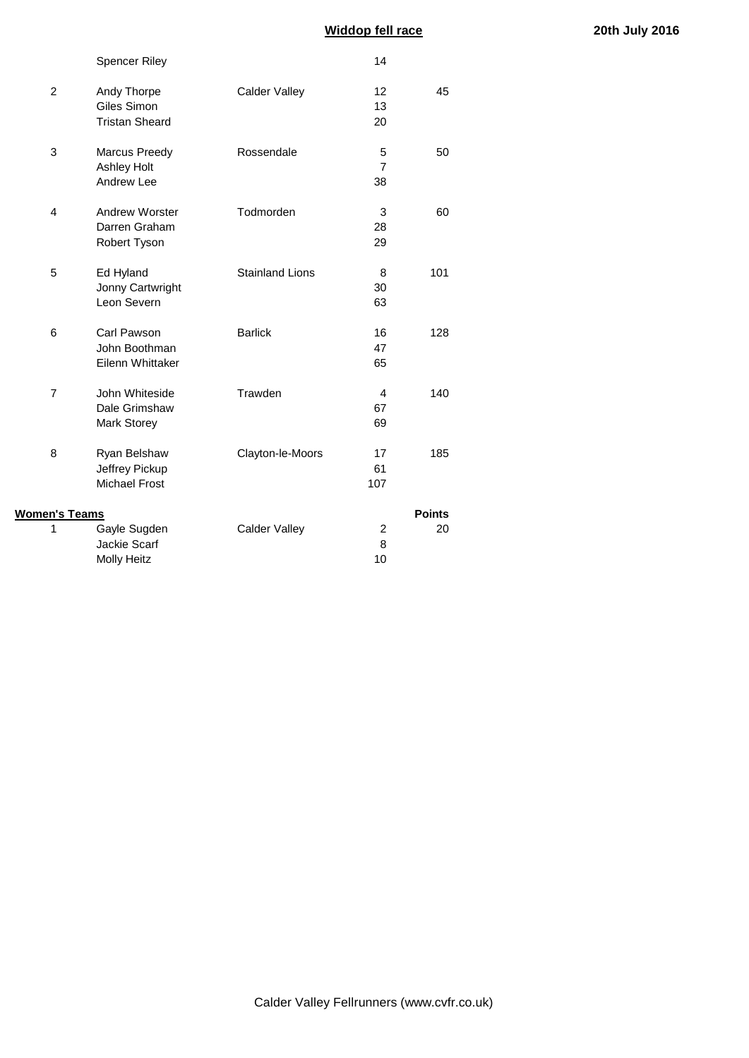| | | | | |
|---|---|---|---|---|
| | Spencer Riley | | 14 | |
| 2 | Andy Thorpe | Calder Valley | 12 | 45 |
| | Giles Simon | | 13 | |
| | Tristan Sheard | | 20 | |
| 3 | Marcus Preedy | Rossendale | 5 | 50 |
| | Ashley Holt | | 7 | |
| | Andrew Lee | | 38 | |
| 4 | Andrew Worster | Todmorden | 3 | 60 |
| | Darren Graham | | 28 | |
| | Robert Tyson | | 29 | |
| 5 | Ed Hyland | Stainland Lions | 8 | 101 |
| | Jonny Cartwright | | 30 | |
| | Leon Severn | | 63 | |
| 6 | Carl Pawson | Barlick | 16 | 128 |
| | John Boothman | | 47 | |
| | Eilenn Whittaker | | 65 | |
| 7 | John Whiteside | Trawden | 4 | 140 |
| | Dale Grimshaw | | 67 | |
| | Mark Storey | | 69 | |
| 8 | Ryan Belshaw | Clayton-le-Moors | 17 | 185 |
| | Jeffrey Pickup | | 61 | |
| | Michael Frost | | 107 | |

**Women's Teams**

| | | | | Points |
|---|---|---|---|---|
| 1 | Gayle Sugden | Calder Valley | 2 | 20 |
| | Jackie Scarf | | 8 | |
| | Molly Heitz | | 10 | |